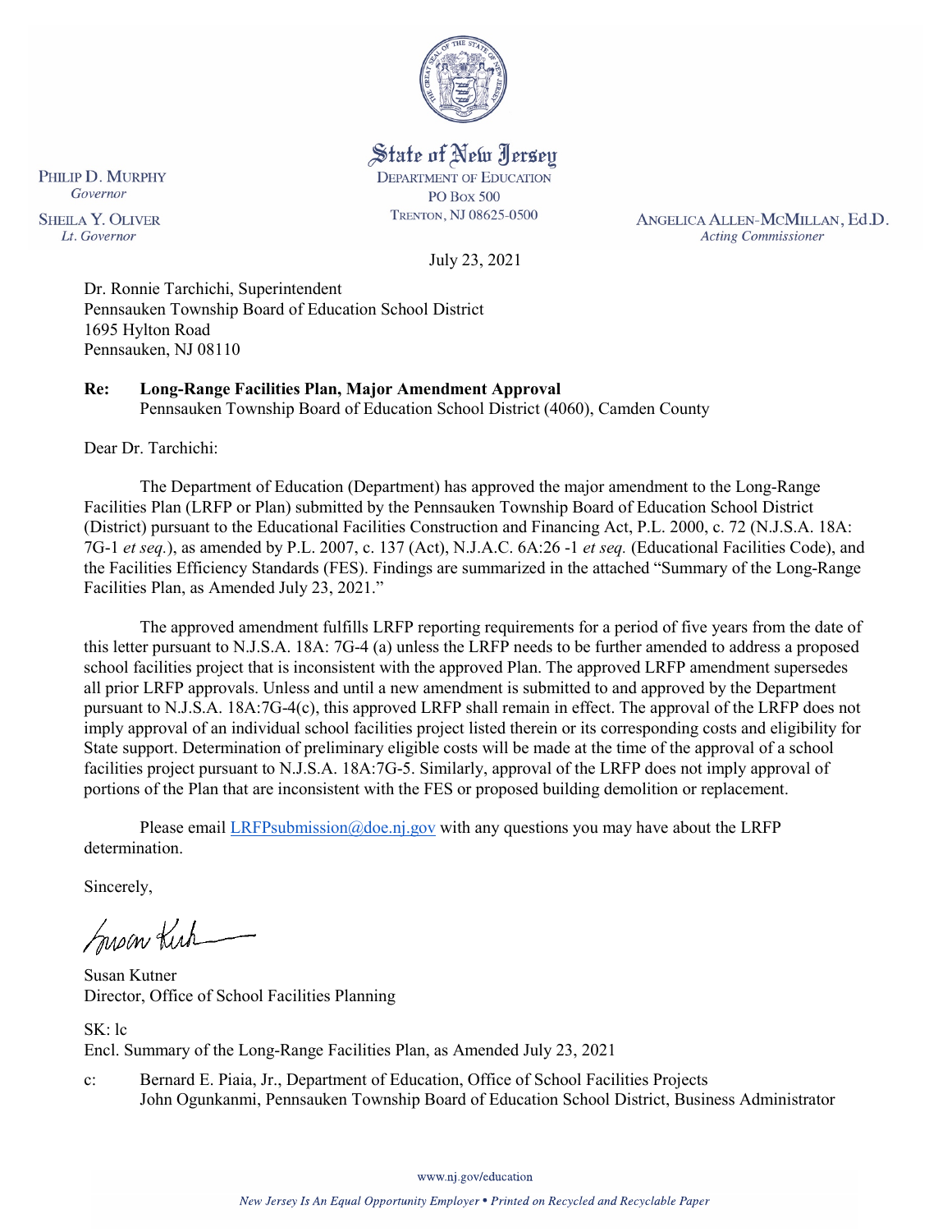State of New Jersey
DEPARTMENT OF EDUCATION
PO BOX 500
TRENTON, NJ 08625-0500

PHILIP D. MURPHY
*Governor*

SHEILA Y. OLIVER
*Lt. Governor*

ANGELICA ALLEN-MCMILLAN, Ed.D.
*Acting Commissioner*

July 23, 2021

Dr. Ronnie Tarchichi, Superintendent
Pennsauken Township Board of Education School District
1695 Hylton Road
Pennsauken, NJ 08110

**Re: Long-Range Facilities Plan, Major Amendment Approval**
Pennsauken Township Board of Education School District (4060), Camden County

Dear Dr. Tarchichi:

The Department of Education (Department) has approved the major amendment to the Long-Range Facilities Plan (LRFP or Plan) submitted by the Pennsauken Township Board of Education School District (District) pursuant to the Educational Facilities Construction and Financing Act, P.L. 2000, c. 72 (N.J.S.A. 18A: 7G-1 *et seq.*), as amended by P.L. 2007, c. 137 (Act), N.J.A.C. 6A:26 -1 *et seq.* (Educational Facilities Code), and the Facilities Efficiency Standards (FES). Findings are summarized in the attached "Summary of the Long-Range Facilities Plan, as Amended July 23, 2021."

The approved amendment fulfills LRFP reporting requirements for a period of five years from the date of this letter pursuant to N.J.S.A. 18A: 7G-4 (a) unless the LRFP needs to be further amended to address a proposed school facilities project that is inconsistent with the approved Plan. The approved LRFP amendment supersedes all prior LRFP approvals. Unless and until a new amendment is submitted to and approved by the Department pursuant to N.J.S.A. 18A:7G-4(c), this approved LRFP shall remain in effect. The approval of the LRFP does not imply approval of an individual school facilities project listed therein or its corresponding costs and eligibility for State support. Determination of preliminary eligible costs will be made at the time of the approval of a school facilities project pursuant to N.J.S.A. 18A:7G-5. Similarly, approval of the LRFP does not imply approval of portions of the Plan that are inconsistent with the FES or proposed building demolition or replacement.

Please email LRFPsubmission@doe.nj.gov with any questions you may have about the LRFP determination.

Sincerely,

Susan Kutner
Director, Office of School Facilities Planning

SK: lc
Encl. Summary of the Long-Range Facilities Plan, as Amended July 23, 2021

c: Bernard E. Piaia, Jr., Department of Education, Office of School Facilities Projects
John Ogunkanmi, Pennsauken Township Board of Education School District, Business Administrator

www.nj.gov/education

*New Jersey Is An Equal Opportunity Employer • Printed on Recycled and Recyclable Paper*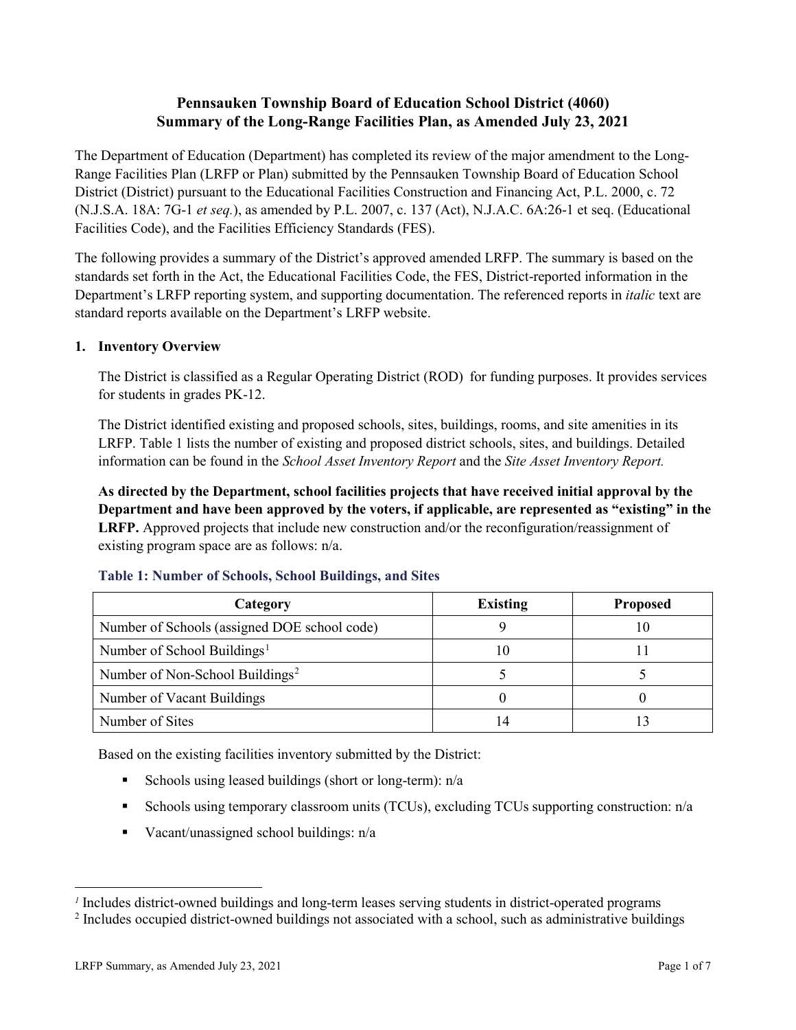# Pennsauken Township Board of Education School District (4060)
# Summary of the Long-Range Facilities Plan, as Amended July 23, 2021

The Department of Education (Department) has completed its review of the major amendment to the Long-Range Facilities Plan (LRFP or Plan) submitted by the Pennsauken Township Board of Education School District (District) pursuant to the Educational Facilities Construction and Financing Act, P.L. 2000, c. 72 (N.J.S.A. 18A: 7G-1 *et seq.*), as amended by P.L. 2007, c. 137 (Act), N.J.A.C. 6A:26-1 et seq. (Educational Facilities Code), and the Facilities Efficiency Standards (FES).

The following provides a summary of the District's approved amended LRFP. The summary is based on the standards set forth in the Act, the Educational Facilities Code, the FES, District-reported information in the Department's LRFP reporting system, and supporting documentation. The referenced reports in *italic* text are standard reports available on the Department's LRFP website.

## 1. Inventory Overview

The District is classified as a Regular Operating District (ROD) for funding purposes. It provides services for students in grades PK-12.

The District identified existing and proposed schools, sites, buildings, rooms, and site amenities in its LRFP. Table 1 lists the number of existing and proposed district schools, sites, and buildings. Detailed information can be found in the *School Asset Inventory Report* and the *Site Asset Inventory Report.*

**As directed by the Department, school facilities projects that have received initial approval by the Department and have been approved by the voters, if applicable, are represented as "existing" in the LRFP.** Approved projects that include new construction and/or the reconfiguration/reassignment of existing program space are as follows: n/a.

### Table 1: Number of Schools, School Buildings, and Sites

| Category | Existing | Proposed |
|---|---|---|
| Number of Schools (assigned DOE school code) | 9 | 10 |
| Number of School Buildings[1] | 10 | 11 |
| Number of Non-School Buildings[2] | 5 | 5 |
| Number of Vacant Buildings | 0 | 0 |
| Number of Sites | 14 | 13 |

Based on the existing facilities inventory submitted by the District:

- Schools using leased buildings (short or long-term): n/a
- Schools using temporary classroom units (TCUs), excluding TCUs supporting construction: n/a
- Vacant/unassigned school buildings: n/a

[1] Includes district-owned buildings and long-term leases serving students in district-operated programs

[2] Includes occupied district-owned buildings not associated with a school, such as administrative buildings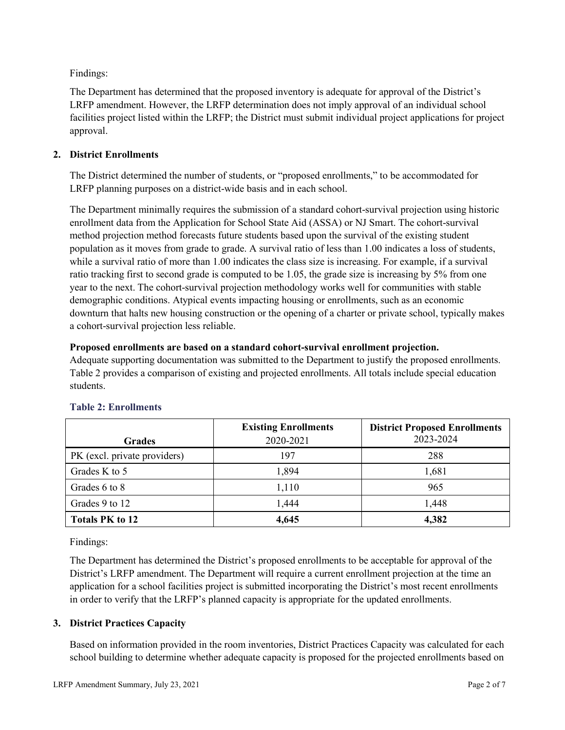Findings:

The Department has determined that the proposed inventory is adequate for approval of the District's LRFP amendment. However, the LRFP determination does not imply approval of an individual school facilities project listed within the LRFP; the District must submit individual project applications for project approval.

## 2. District Enrollments

The District determined the number of students, or "proposed enrollments," to be accommodated for LRFP planning purposes on a district-wide basis and in each school.

The Department minimally requires the submission of a standard cohort-survival projection using historic enrollment data from the Application for School State Aid (ASSA) or NJ Smart. The cohort-survival method projection method forecasts future students based upon the survival of the existing student population as it moves from grade to grade. A survival ratio of less than 1.00 indicates a loss of students, while a survival ratio of more than 1.00 indicates the class size is increasing. For example, if a survival ratio tracking first to second grade is computed to be 1.05, the grade size is increasing by 5% from one year to the next. The cohort-survival projection methodology works well for communities with stable demographic conditions. Atypical events impacting housing or enrollments, such as an economic downturn that halts new housing construction or the opening of a charter or private school, typically makes a cohort-survival projection less reliable.

**Proposed enrollments are based on a standard cohort-survival enrollment projection.**
Adequate supporting documentation was submitted to the Department to justify the proposed enrollments. Table 2 provides a comparison of existing and projected enrollments. All totals include special education students.

### Table 2: Enrollments

| Grades | Existing Enrollments 2020-2021 | District Proposed Enrollments 2023-2024 |
|---|---|---|
| PK (excl. private providers) | 197 | 288 |
| Grades K to 5 | 1,894 | 1,681 |
| Grades 6 to 8 | 1,110 | 965 |
| Grades 9 to 12 | 1,444 | 1,448 |
| **Totals PK to 12** | **4,645** | **4,382** |

Findings:

The Department has determined the District's proposed enrollments to be acceptable for approval of the District's LRFP amendment. The Department will require a current enrollment projection at the time an application for a school facilities project is submitted incorporating the District's most recent enrollments in order to verify that the LRFP's planned capacity is appropriate for the updated enrollments.

## 3. District Practices Capacity

Based on information provided in the room inventories, District Practices Capacity was calculated for each school building to determine whether adequate capacity is proposed for the projected enrollments based on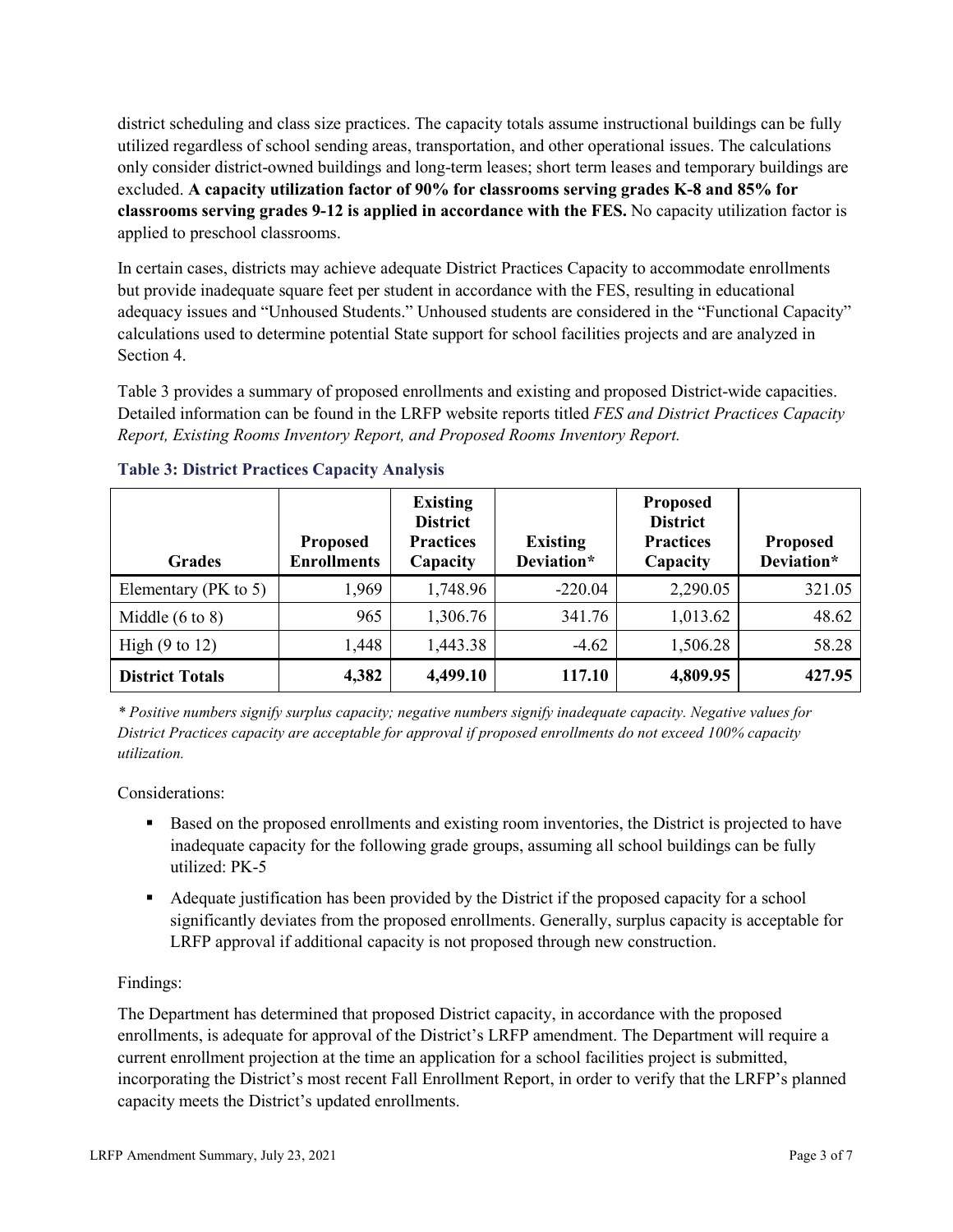district scheduling and class size practices. The capacity totals assume instructional buildings can be fully utilized regardless of school sending areas, transportation, and other operational issues. The calculations only consider district-owned buildings and long-term leases; short term leases and temporary buildings are excluded. **A capacity utilization factor of 90% for classrooms serving grades K-8 and 85% for classrooms serving grades 9-12 is applied in accordance with the FES.** No capacity utilization factor is applied to preschool classrooms.

In certain cases, districts may achieve adequate District Practices Capacity to accommodate enrollments but provide inadequate square feet per student in accordance with the FES, resulting in educational adequacy issues and "Unhoused Students." Unhoused students are considered in the "Functional Capacity" calculations used to determine potential State support for school facilities projects and are analyzed in Section 4.

Table 3 provides a summary of proposed enrollments and existing and proposed District-wide capacities. Detailed information can be found in the LRFP website reports titled *FES and District Practices Capacity Report, Existing Rooms Inventory Report, and Proposed Rooms Inventory Report.*

### Table 3: District Practices Capacity Analysis

| Grades | Proposed Enrollments | Existing District Practices Capacity | Existing Deviation* | Proposed District Practices Capacity | Proposed Deviation* |
|---|---|---|---|---|---|
| Elementary (PK to 5) | 1,969 | 1,748.96 | -220.04 | 2,290.05 | 321.05 |
| Middle (6 to 8) | 965 | 1,306.76 | 341.76 | 1,013.62 | 48.62 |
| High (9 to 12) | 1,448 | 1,443.38 | -4.62 | 1,506.28 | 58.28 |
| **District Totals** | **4,382** | **4,499.10** | **117.10** | **4,809.95** | **427.95** |

*\* Positive numbers signify surplus capacity; negative numbers signify inadequate capacity. Negative values for District Practices capacity are acceptable for approval if proposed enrollments do not exceed 100% capacity utilization.*

Considerations:

- Based on the proposed enrollments and existing room inventories, the District is projected to have inadequate capacity for the following grade groups, assuming all school buildings can be fully utilized: PK-5
- Adequate justification has been provided by the District if the proposed capacity for a school significantly deviates from the proposed enrollments. Generally, surplus capacity is acceptable for LRFP approval if additional capacity is not proposed through new construction.

Findings:

The Department has determined that proposed District capacity, in accordance with the proposed enrollments, is adequate for approval of the District's LRFP amendment. The Department will require a current enrollment projection at the time an application for a school facilities project is submitted, incorporating the District's most recent Fall Enrollment Report, in order to verify that the LRFP's planned capacity meets the District's updated enrollments.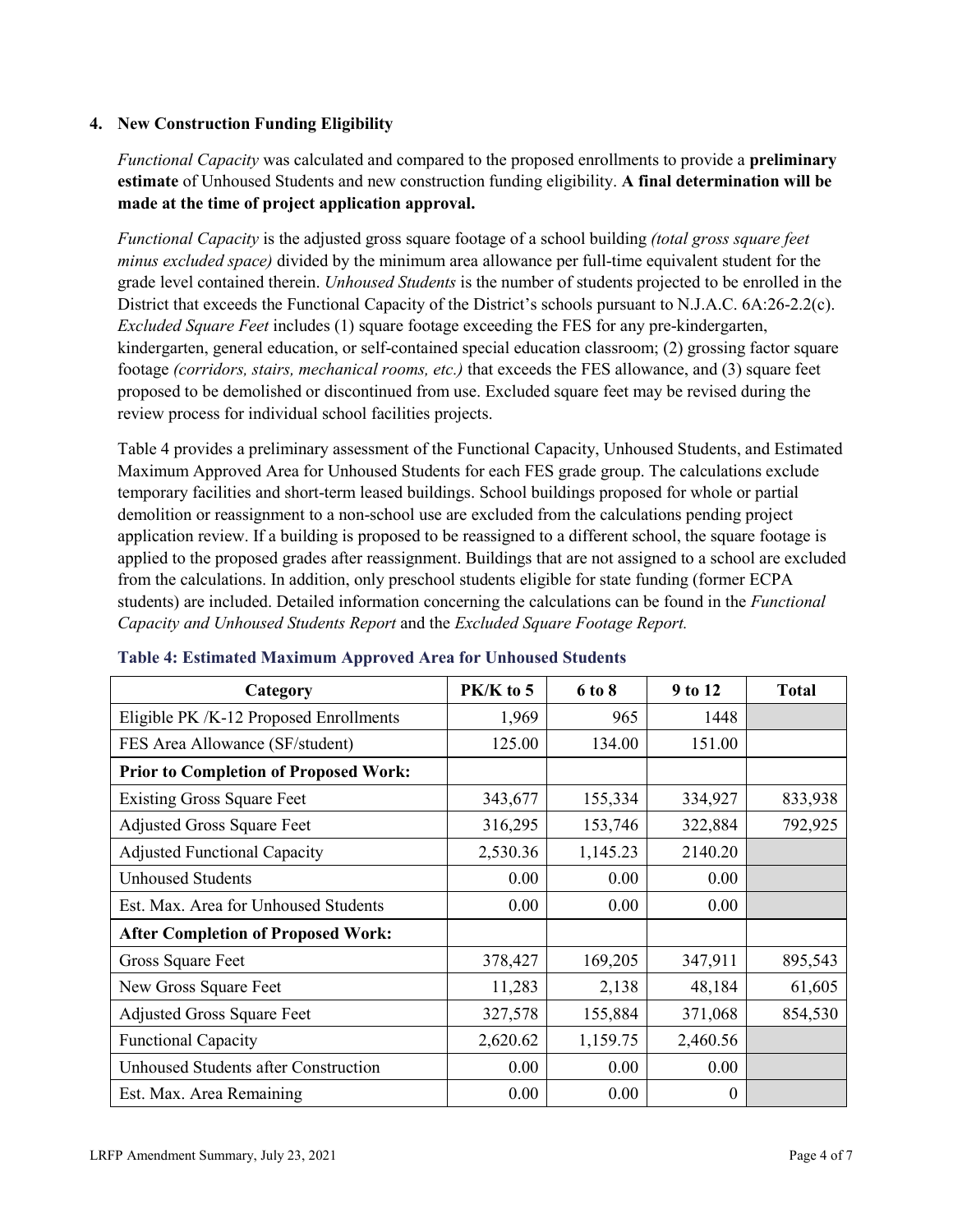## 4. New Construction Funding Eligibility

*Functional Capacity* was calculated and compared to the proposed enrollments to provide a **preliminary estimate** of Unhoused Students and new construction funding eligibility. **A final determination will be made at the time of project application approval.**

*Functional Capacity* is the adjusted gross square footage of a school building *(total gross square feet minus excluded space)* divided by the minimum area allowance per full-time equivalent student for the grade level contained therein. *Unhoused Students* is the number of students projected to be enrolled in the District that exceeds the Functional Capacity of the District's schools pursuant to N.J.A.C. 6A:26-2.2(c). *Excluded Square Feet* includes (1) square footage exceeding the FES for any pre-kindergarten, kindergarten, general education, or self-contained special education classroom; (2) grossing factor square footage *(corridors, stairs, mechanical rooms, etc.)* that exceeds the FES allowance, and (3) square feet proposed to be demolished or discontinued from use. Excluded square feet may be revised during the review process for individual school facilities projects.

Table 4 provides a preliminary assessment of the Functional Capacity, Unhoused Students, and Estimated Maximum Approved Area for Unhoused Students for each FES grade group. The calculations exclude temporary facilities and short-term leased buildings. School buildings proposed for whole or partial demolition or reassignment to a non-school use are excluded from the calculations pending project application review. If a building is proposed to be reassigned to a different school, the square footage is applied to the proposed grades after reassignment. Buildings that are not assigned to a school are excluded from the calculations. In addition, only preschool students eligible for state funding (former ECPA students) are included. Detailed information concerning the calculations can be found in the *Functional Capacity and Unhoused Students Report* and the *Excluded Square Footage Report.*

**Table 4: Estimated Maximum Approved Area for Unhoused Students**

| Category | PK/K to 5 | 6 to 8 | 9 to 12 | Total |
|---|---|---|---|---|
| Eligible PK /K-12 Proposed Enrollments | 1,969 | 965 | 1448 | |
| FES Area Allowance (SF/student) | 125.00 | 134.00 | 151.00 | |
| **Prior to Completion of Proposed Work:** | | | | |
| Existing Gross Square Feet | 343,677 | 155,334 | 334,927 | 833,938 |
| Adjusted Gross Square Feet | 316,295 | 153,746 | 322,884 | 792,925 |
| Adjusted Functional Capacity | 2,530.36 | 1,145.23 | 2140.20 | |
| Unhoused Students | 0.00 | 0.00 | 0.00 | |
| Est. Max. Area for Unhoused Students | 0.00 | 0.00 | 0.00 | |
| **After Completion of Proposed Work:** | | | | |
| Gross Square Feet | 378,427 | 169,205 | 347,911 | 895,543 |
| New Gross Square Feet | 11,283 | 2,138 | 48,184 | 61,605 |
| Adjusted Gross Square Feet | 327,578 | 155,884 | 371,068 | 854,530 |
| Functional Capacity | 2,620.62 | 1,159.75 | 2,460.56 | |
| Unhoused Students after Construction | 0.00 | 0.00 | 0.00 | |
| Est. Max. Area Remaining | 0.00 | 0.00 | 0 | |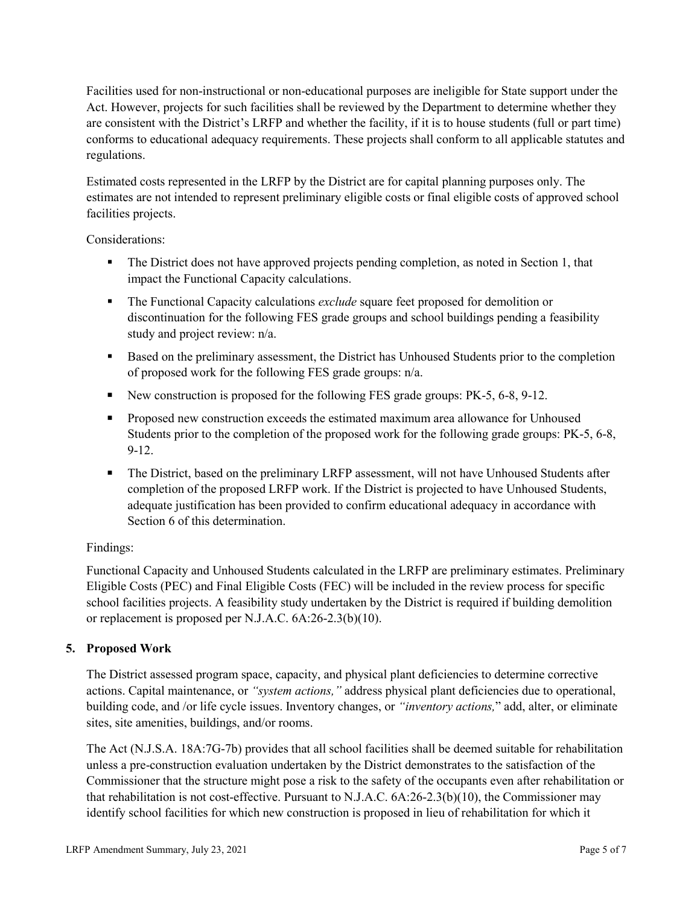Facilities used for non-instructional or non-educational purposes are ineligible for State support under the Act. However, projects for such facilities shall be reviewed by the Department to determine whether they are consistent with the District's LRFP and whether the facility, if it is to house students (full or part time) conforms to educational adequacy requirements. These projects shall conform to all applicable statutes and regulations.

Estimated costs represented in the LRFP by the District are for capital planning purposes only. The estimates are not intended to represent preliminary eligible costs or final eligible costs of approved school facilities projects.

Considerations:

- The District does not have approved projects pending completion, as noted in Section 1, that impact the Functional Capacity calculations.
- The Functional Capacity calculations *exclude* square feet proposed for demolition or discontinuation for the following FES grade groups and school buildings pending a feasibility study and project review: n/a.
- Based on the preliminary assessment, the District has Unhoused Students prior to the completion of proposed work for the following FES grade groups: n/a.
- New construction is proposed for the following FES grade groups: PK-5, 6-8, 9-12.
- Proposed new construction exceeds the estimated maximum area allowance for Unhoused Students prior to the completion of the proposed work for the following grade groups: PK-5, 6-8, 9-12.
- The District, based on the preliminary LRFP assessment, will not have Unhoused Students after completion of the proposed LRFP work. If the District is projected to have Unhoused Students, adequate justification has been provided to confirm educational adequacy in accordance with Section 6 of this determination.

Findings:

Functional Capacity and Unhoused Students calculated in the LRFP are preliminary estimates. Preliminary Eligible Costs (PEC) and Final Eligible Costs (FEC) will be included in the review process for specific school facilities projects. A feasibility study undertaken by the District is required if building demolition or replacement is proposed per N.J.A.C. 6A:26-2.3(b)(10).

## 5. Proposed Work

The District assessed program space, capacity, and physical plant deficiencies to determine corrective actions. Capital maintenance, or *"system actions,"* address physical plant deficiencies due to operational, building code, and /or life cycle issues. Inventory changes, or *"inventory actions,"* add, alter, or eliminate sites, site amenities, buildings, and/or rooms.

The Act (N.J.S.A. 18A:7G-7b) provides that all school facilities shall be deemed suitable for rehabilitation unless a pre-construction evaluation undertaken by the District demonstrates to the satisfaction of the Commissioner that the structure might pose a risk to the safety of the occupants even after rehabilitation or that rehabilitation is not cost-effective. Pursuant to N.J.A.C. 6A:26-2.3(b)(10), the Commissioner may identify school facilities for which new construction is proposed in lieu of rehabilitation for which it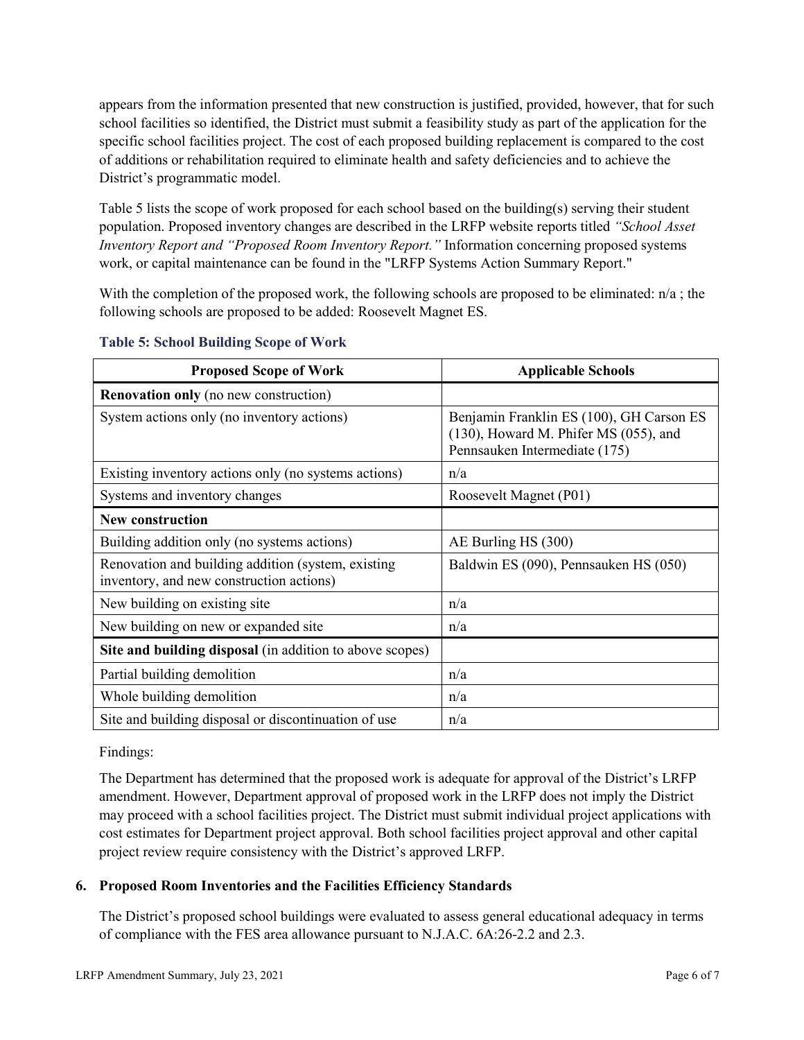appears from the information presented that new construction is justified, provided, however, that for such school facilities so identified, the District must submit a feasibility study as part of the application for the specific school facilities project. The cost of each proposed building replacement is compared to the cost of additions or rehabilitation required to eliminate health and safety deficiencies and to achieve the District's programmatic model.

Table 5 lists the scope of work proposed for each school based on the building(s) serving their student population. Proposed inventory changes are described in the LRFP website reports titled *"School Asset Inventory Report and "Proposed Room Inventory Report."* Information concerning proposed systems work, or capital maintenance can be found in the "LRFP Systems Action Summary Report."

With the completion of the proposed work, the following schools are proposed to be eliminated: n/a ; the following schools are proposed to be added: Roosevelt Magnet ES.

### Table 5: School Building Scope of Work

| Proposed Scope of Work | Applicable Schools |
|---|---|
| **Renovation only** (no new construction) | |
| System actions only (no inventory actions) | Benjamin Franklin ES (100), GH Carson ES (130), Howard M. Phifer MS (055), and Pennsauken Intermediate (175) |
| Existing inventory actions only (no systems actions) | n/a |
| Systems and inventory changes | Roosevelt Magnet (P01) |
| **New construction** | |
| Building addition only (no systems actions) | AE Burling HS (300) |
| Renovation and building addition (system, existing inventory, and new construction actions) | Baldwin ES (090), Pennsauken HS (050) |
| New building on existing site | n/a |
| New building on new or expanded site | n/a |
| **Site and building disposal** (in addition to above scopes) | |
| Partial building demolition | n/a |
| Whole building demolition | n/a |
| Site and building disposal or discontinuation of use | n/a |

Findings:

The Department has determined that the proposed work is adequate for approval of the District's LRFP amendment. However, Department approval of proposed work in the LRFP does not imply the District may proceed with a school facilities project. The District must submit individual project applications with cost estimates for Department project approval. Both school facilities project approval and other capital project review require consistency with the District's approved LRFP.

### 6. Proposed Room Inventories and the Facilities Efficiency Standards

The District's proposed school buildings were evaluated to assess general educational adequacy in terms of compliance with the FES area allowance pursuant to N.J.A.C. 6A:26-2.2 and 2.3.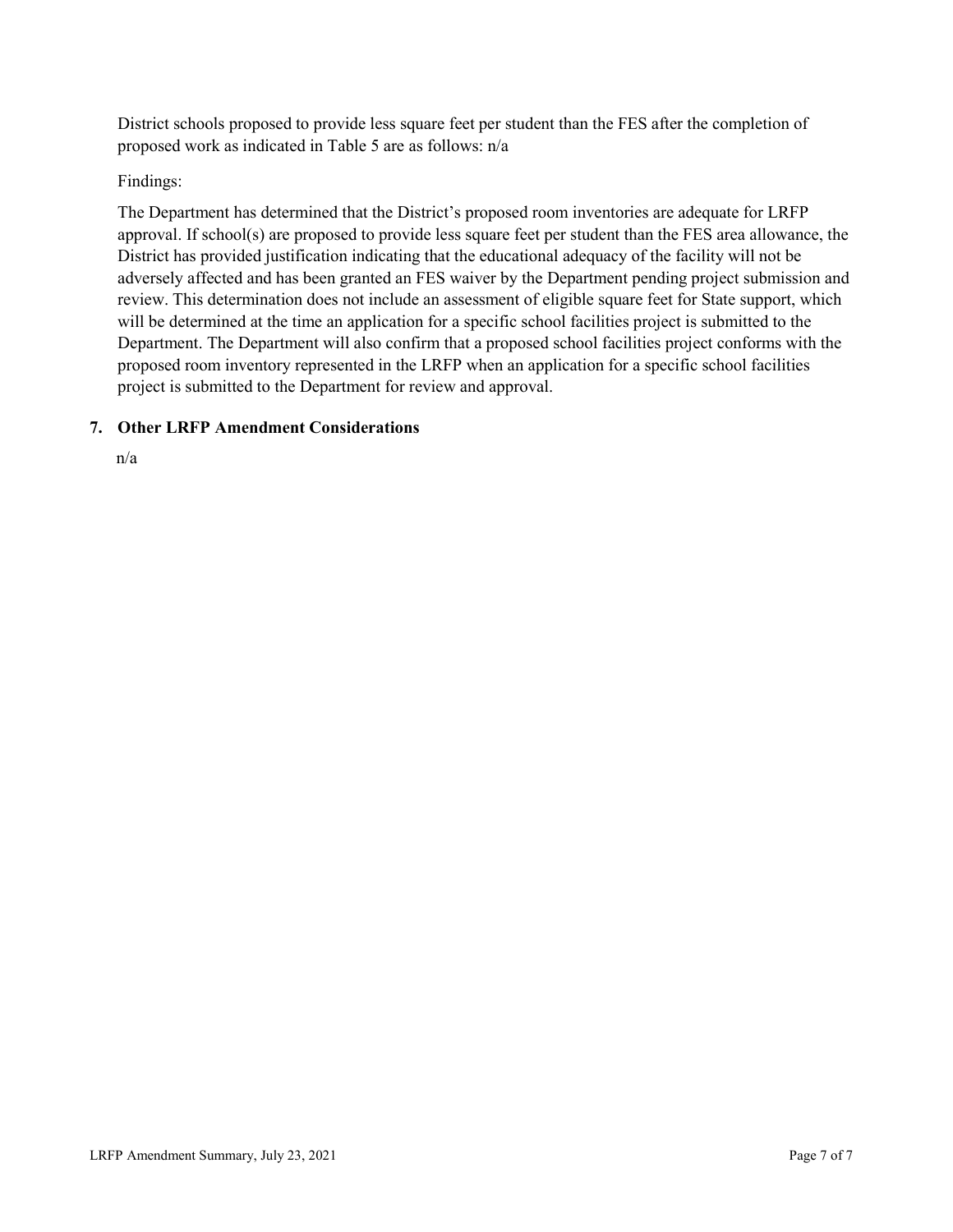District schools proposed to provide less square feet per student than the FES after the completion of proposed work as indicated in Table 5 are as follows: n/a

Findings:

The Department has determined that the District's proposed room inventories are adequate for LRFP approval. If school(s) are proposed to provide less square feet per student than the FES area allowance, the District has provided justification indicating that the educational adequacy of the facility will not be adversely affected and has been granted an FES waiver by the Department pending project submission and review. This determination does not include an assessment of eligible square feet for State support, which will be determined at the time an application for a specific school facilities project is submitted to the Department. The Department will also confirm that a proposed school facilities project conforms with the proposed room inventory represented in the LRFP when an application for a specific school facilities project is submitted to the Department for review and approval.

## 7. Other LRFP Amendment Considerations

n/a